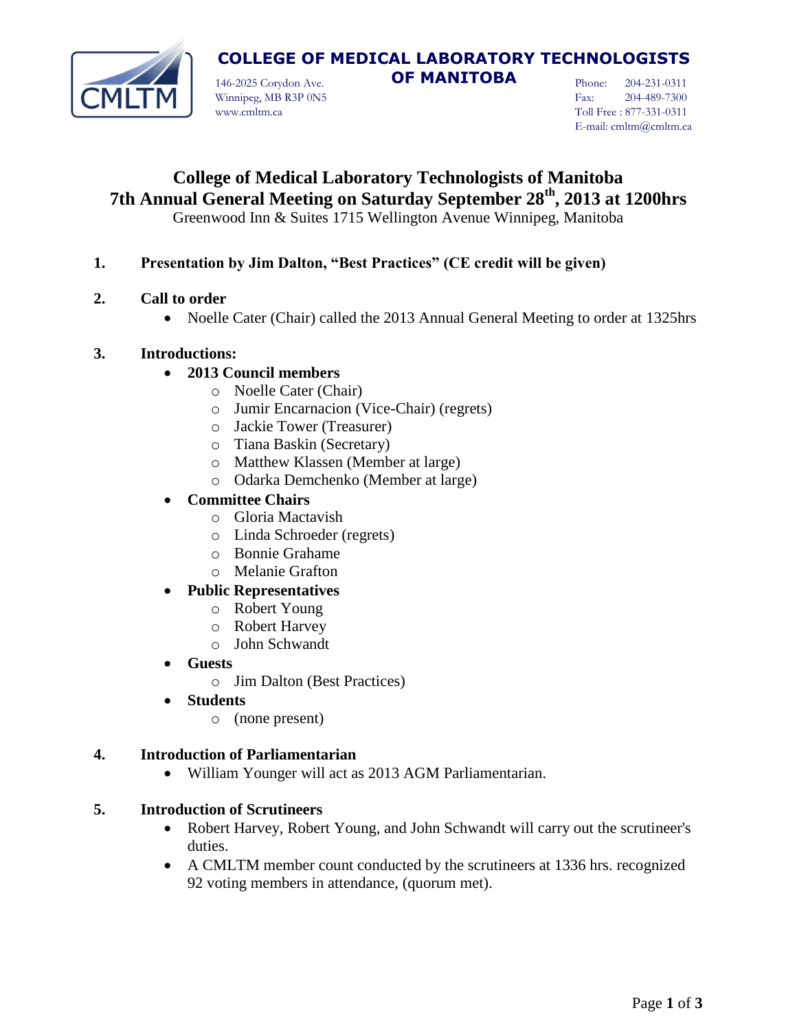**COLLEGE OF MEDICAL LABORATORY TECHNOLOGISTS OF MANITOBA**

146-2025 Corydon Ave.
Winnipeg, MB R3P 0N5
www.cmltm.ca

Phone: 204-231-0311
Fax: 204-489-7300
Toll Free : 877-331-0311
E-mail: cmltm@cmltm.ca

# College of Medical Laboratory Technologists of Manitoba
## 7th Annual General Meeting on Saturday September 28th, 2013 at 1200hrs

Greenwood Inn & Suites 1715 Wellington Avenue Winnipeg, Manitoba

1. **Presentation by Jim Dalton, "Best Practices" (CE credit will be given)**

2. **Call to order**
   - Noelle Cater (Chair) called the 2013 Annual General Meeting to order at 1325hrs

3. **Introductions:**
   - **2013 Council members**
     - Noelle Cater (Chair)
     - Jumir Encarnacion (Vice-Chair) (regrets)
     - Jackie Tower (Treasurer)
     - Tiana Baskin (Secretary)
     - Matthew Klassen (Member at large)
     - Odarka Demchenko (Member at large)
   - **Committee Chairs**
     - Gloria Mactavish
     - Linda Schroeder (regrets)
     - Bonnie Grahame
     - Melanie Grafton
   - **Public Representatives**
     - Robert Young
     - Robert Harvey
     - John Schwandt
   - **Guests**
     - Jim Dalton (Best Practices)
   - **Students**
     - (none present)

4. **Introduction of Parliamentarian**
   - William Younger will act as 2013 AGM Parliamentarian.

5. **Introduction of Scrutineers**
   - Robert Harvey, Robert Young, and John Schwandt will carry out the scrutineer's duties.
   - A CMLTM member count conducted by the scrutineers at 1336 hrs. recognized 92 voting members in attendance, (quorum met).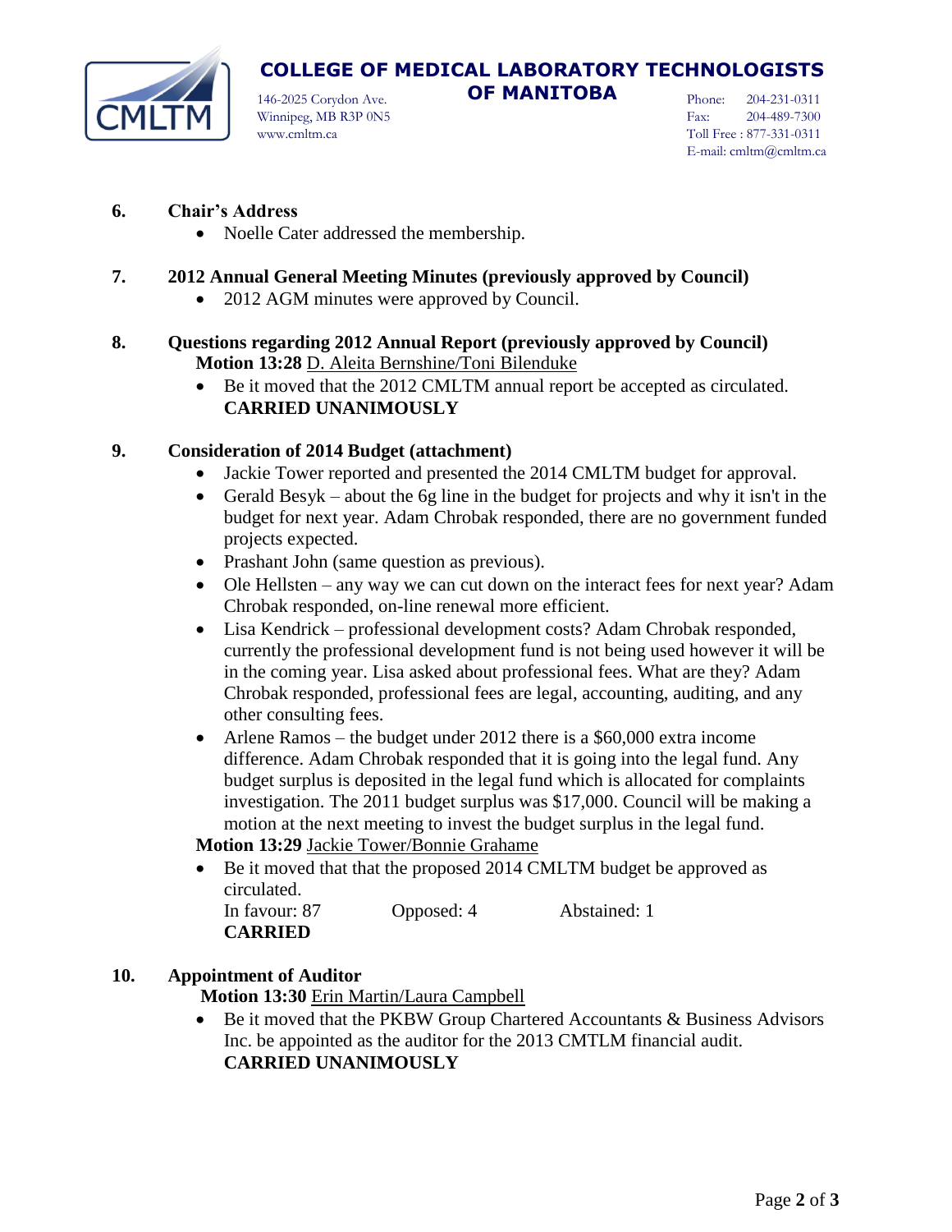# COLLEGE OF MEDICAL LABORATORY TECHNOLOGISTS OF MANITOBA

146-2025 Corydon Ave.
Winnipeg, MB R3P 0N5
www.cmltm.ca

Phone: 204-231-0311
Fax: 204-489-7300
Toll Free : 877-331-0311
E-mail: cmltm@cmltm.ca

**6. Chair's Address**

- Noelle Cater addressed the membership.

**7. 2012 Annual General Meeting Minutes (previously approved by Council)**

- 2012 AGM minutes were approved by Council.

**8. Questions regarding 2012 Annual Report (previously approved by Council)**

**Motion 13:28** D. Aleita Bernshine/Toni Bilenduke

- Be it moved that the 2012 CMLTM annual report be accepted as circulated.
  **CARRIED UNANIMOUSLY**

**9. Consideration of 2014 Budget (attachment)**

- Jackie Tower reported and presented the 2014 CMLTM budget for approval.
- Gerald Besyk – about the 6g line in the budget for projects and why it isn't in the budget for next year. Adam Chrobak responded, there are no government funded projects expected.
- Prashant John (same question as previous).
- Ole Hellsten – any way we can cut down on the interact fees for next year? Adam Chrobak responded, on-line renewal more efficient.
- Lisa Kendrick – professional development costs? Adam Chrobak responded, currently the professional development fund is not being used however it will be in the coming year. Lisa asked about professional fees. What are they? Adam Chrobak responded, professional fees are legal, accounting, auditing, and any other consulting fees.
- Arlene Ramos – the budget under 2012 there is a $60,000 extra income difference. Adam Chrobak responded that it is going into the legal fund. Any budget surplus is deposited in the legal fund which is allocated for complaints investigation. The 2011 budget surplus was $17,000. Council will be making a motion at the next meeting to invest the budget surplus in the legal fund.

**Motion 13:29** Jackie Tower/Bonnie Grahame

- Be it moved that that the proposed 2014 CMLTM budget be approved as circulated.
  In favour: 87 Opposed: 4 Abstained: 1
  **CARRIED**

**10. Appointment of Auditor**

**Motion 13:30** Erin Martin/Laura Campbell

- Be it moved that the PKBW Group Chartered Accountants & Business Advisors Inc. be appointed as the auditor for the 2013 CMTLM financial audit.
  **CARRIED UNANIMOUSLY**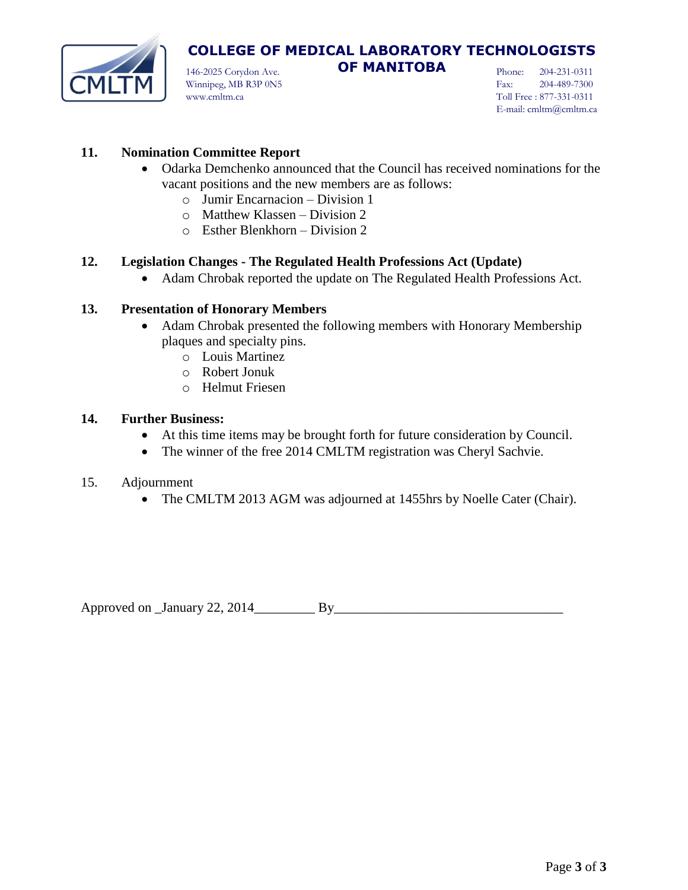**COLLEGE OF MEDICAL LABORATORY TECHNOLOGISTS OF MANITOBA**

146-2025 Corydon Ave.
Winnipeg, MB R3P 0N5
www.cmltm.ca

Phone: 204-231-0311
Fax: 204-489-7300
Toll Free : 877-331-0311
E-mail: cmltm@cmltm.ca

**11. Nomination Committee Report**

- Odarka Demchenko announced that the Council has received nominations for the vacant positions and the new members are as follows:
  - Jumir Encarnacion – Division 1
  - Matthew Klassen – Division 2
  - Esther Blenkhorn – Division 2

**12. Legislation Changes - The Regulated Health Professions Act (Update)**

- Adam Chrobak reported the update on The Regulated Health Professions Act.

**13. Presentation of Honorary Members**

- Adam Chrobak presented the following members with Honorary Membership plaques and specialty pins.
  - Louis Martinez
  - Robert Jonuk
  - Helmut Friesen

**14. Further Business:**

- At this time items may be brought forth for future consideration by Council.
- The winner of the free 2014 CMLTM registration was Cheryl Sachvie.

15. Adjournment

- The CMLTM 2013 AGM was adjourned at 1455hrs by Noelle Cater (Chair).

Approved on _January 22, 2014_________ By_________________________________